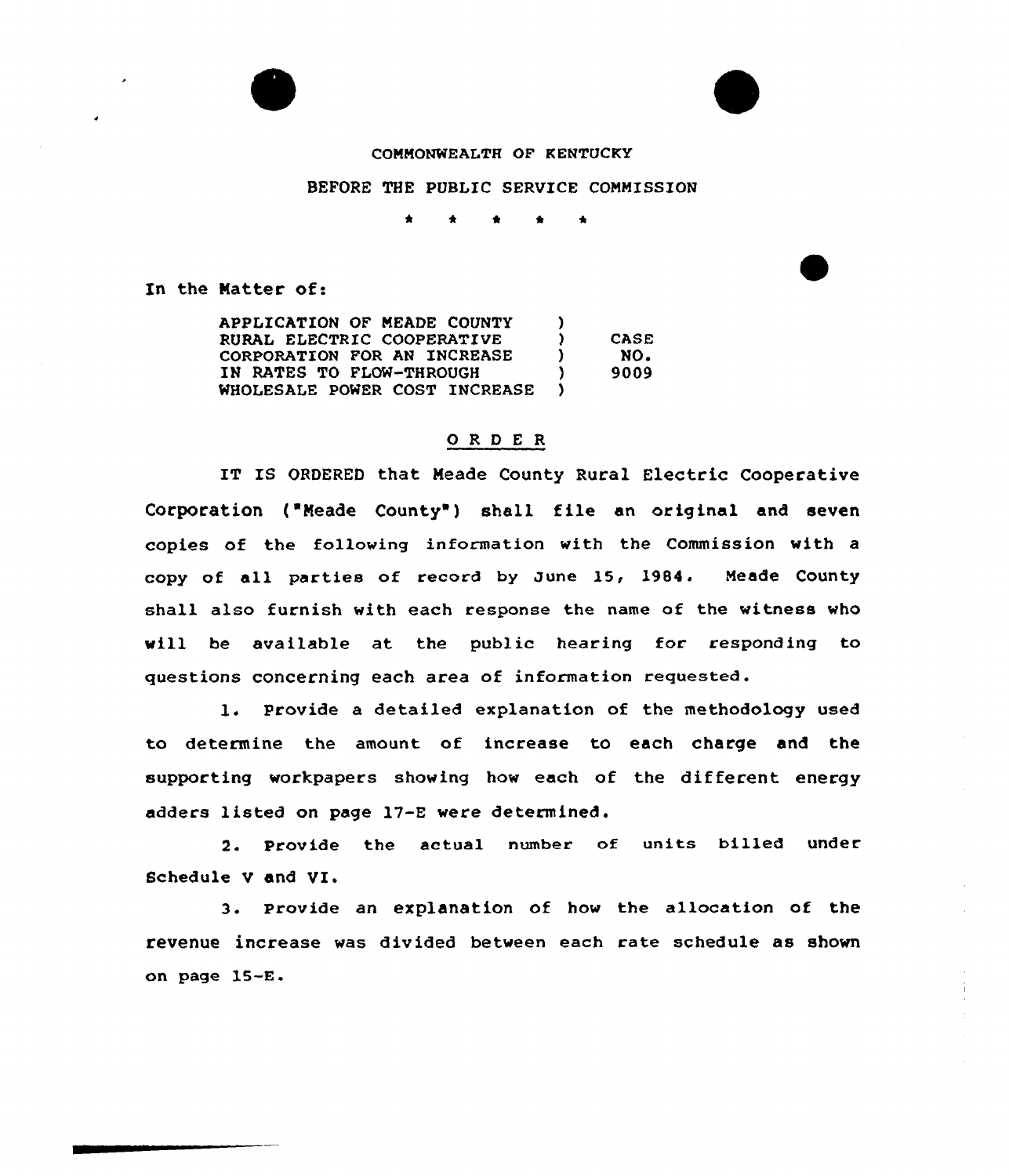COMMONWEALTH OF KENTUCKY

BEFORE THE PUBLIC SERVICE COMMISSION

\* \* \* \* \*

In the Matter of:

| | | |
|---|---|---|
| APPLICATION OF MEADE COUNTY RURAL ELECTRIC COOPERATIVE CORPORATION FOR AN INCREASE IN RATES TO FLOW-THROUGH WHOLESALE POWER COST INCREASE | ) | CASE NO. 9009 |

O R D E R

IT IS ORDERED that Meade County Rural Electric Cooperative Corporation ("Meade County") shall file an original and seven copies of the following information with the Commission with a copy of all parties of record by June 15, 1984. Meade County shall also furnish with each response the name of the witness who will be available at the public hearing for responding to questions concerning each area of information requested.

1. Provide a detailed explanation of the methodology used to determine the amount of increase to each charge and the supporting workpapers showing how each of the different energy adders listed on page 17-E were determined.

2. Provide the actual number of units billed under Schedule V and VI.

3. Provide an explanation of how the allocation of the revenue increase was divided between each rate schedule as shown on page 15-E.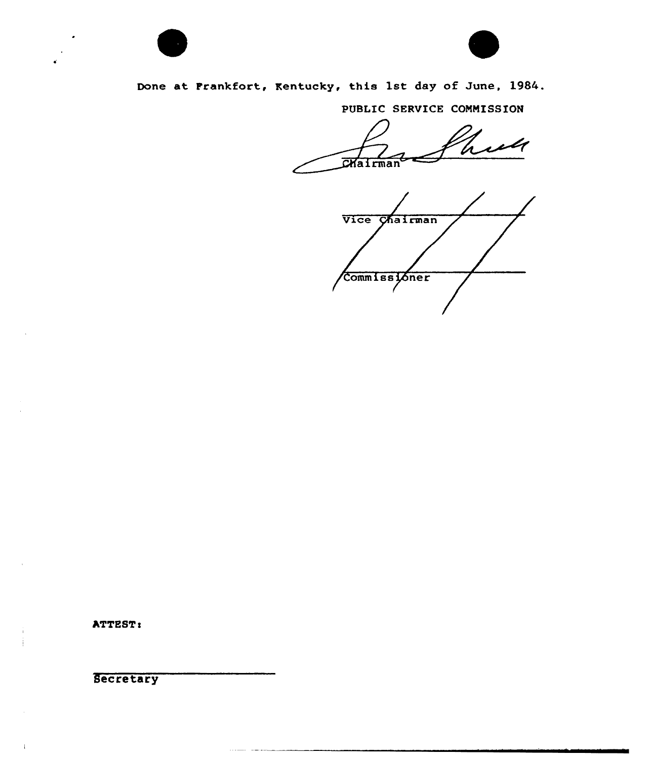Done at Frankfort, Kentucky, this 1st day of June, 1984.

PUBLIC SERVICE COMMISSION

Chairman

Vice Chairman

Commissioner

ATTEST:

Secretary